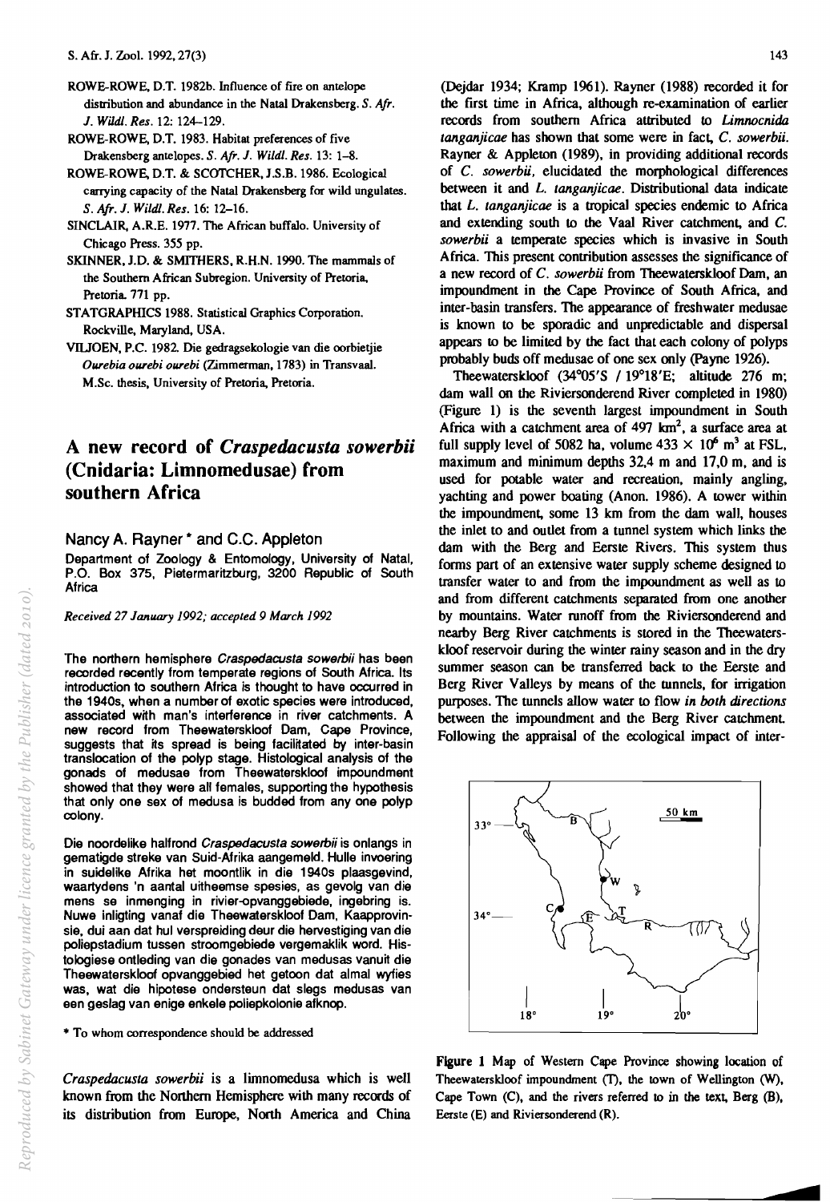ROWE-ROWE, D.T. 1982b. Influence of fire on antelope distribution and abundance in the Natal Drakensberg. *S. Afr. J. Wildl. Res.* 12: 124–129.

ROWE-ROWE, D.T. 1983. Habitat preferences of five Drakensberg antelopes. *S. Afr. J. Wildl. Res.* 13: 1–8.

ROWE-ROWE, D.T. & SCOTCHER, J.S.B. 1986. Ecological carrying capacity of the Natal Drakensberg for wild ungulates. *S. Afr. J. Wildl. Res.* 16: 12–16.

SINCLAIR, A.R.E. 1977. The African buffalo. University of Chicago Press. 355 pp.

SKINNER, J.D. & SMITHERS, R.H.N. 1990. The mammals of the Southern African Subregion. University of Pretoria, Pretoria. 771 pp.

STATGRAPHICS 1988. Statistical Graphics Corporation. Rockville, Maryland, USA.

VILJOEN, P.C. 1982. Die gedragsekologie van die oorbietjie *Ourebia ourebi ourebi* (Zimmerman, 1783) in Transvaal. M.Sc. thesis, University of Pretoria, Pretoria.

# A new record of *Craspedacusta sowerbii* (Cnidaria: Limnomedusae) from southern Africa

**Nancy A. Rayner \* and C.C. Appleton**

Department of Zoology & Entomology, University of Natal, P.O. Box 375, Pietermaritzburg, 3200 Republic of South Africa

*Received 27 January 1992; accepted 9 March 1992*

The northern hemisphere *Craspedacusta sowerbii* has been recorded recently from temperate regions of South Africa. Its introduction to southern Africa is thought to have occurred in the 1940s, when a number of exotic species were introduced, associated with man's interference in river catchments. A new record from Theewaterskloof Dam, Cape Province, suggests that its spread is being facilitated by inter-basin translocation of the polyp stage. Histological analysis of the gonads of medusae from Theewaterskloof impoundment showed that they were all females, supporting the hypothesis that only one sex of medusa is budded from any one polyp colony.

Die noordelike halfrond *Craspedacusta sowerbii* is onlangs in gematigde streke van Suid-Afrika aangemeld. Hulle invoering in suidelike Afrika het moontlik in die 1940s plaasgevind, waartydens 'n aantal uitheemse spesies, as gevolg van die mens se inmenging in rivier-opvanggebiede, ingebring is. Nuwe inligting vanaf die Theewaterskloof Dam, Kaapprovinsie, dui aan dat hul verspreiding deur die hervestiging van die poliepstadium tussen stroomgebiede vergemaklik word. Histologiese ontleding van die gonades van medusas vanuit die Theewaterskloof opvanggebied het getoon dat almal wyfies was, wat die hipotese ondersteun dat slegs medusas van een geslag van enige enkele poliepkolonie afknop.

\* To whom correspondence should be addressed

*Craspedacusta sowerbii* is a limnomedusa which is well known from the Northern Hemisphere with many records of its distribution from Europe, North America and China (Dejdar 1934; Kramp 1961). Rayner (1988) recorded it for the first time in Africa, although re-examination of earlier records from southern Africa attributed to *Limnocnida tanganjicae* has shown that some were in fact, *C. sowerbii*. Rayner & Appleton (1989), in providing additional records of *C. sowerbii*, elucidated the morphological differences between it and *L. tanganjicae*. Distributional data indicate that *L. tanganjicae* is a tropical species endemic to Africa and extending south to the Vaal River catchment, and *C. sowerbii* a temperate species which is invasive in South Africa. This present contribution assesses the significance of a new record of *C. sowerbii* from Theewaterskloof Dam, an impoundment in the Cape Province of South Africa, and inter-basin transfers. The appearance of freshwater medusae is known to be sporadic and unpredictable and dispersal appears to be limited by the fact that each colony of polyps probably buds off medusae of one sex only (Payne 1926).

Theewaterskloof (34°05'S / 19°18'E; altitude 276 m; dam wall on the Riviersonderend River completed in 1980) (Figure 1) is the seventh largest impoundment in South Africa with a catchment area of 497 $km^2$, a surface area at full supply level of 5082 ha, volume $433 \times 10^6$ $m^3$ at FSL, maximum and minimum depths 32,4 m and 17,0 m, and is used for potable water and recreation, mainly angling, yachting and power boating (Anon. 1986). A tower within the impoundment, some 13 km from the dam wall, houses the inlet to and outlet from a tunnel system which links the dam with the Berg and Eerste Rivers. This system thus forms part of an extensive water supply scheme designed to transfer water to and from the impoundment as well as to and from different catchments separated from one another by mountains. Water runoff from the Riviersonderend and nearby Berg River catchments is stored in the Theewaterskloof reservoir during the winter rainy season and in the dry summer season can be transferred back to the Eerste and Berg River Valleys by means of the tunnels, for irrigation purposes. The tunnels allow water to flow *in both directions* between the impoundment and the Berg River catchment. Following the appraisal of the ecological impact of inter-

**Figure 1** Map of Western Cape Province showing location of Theewaterskloof impoundment (T), the town of Wellington (W), Cape Town (C), and the rivers referred to in the text, Berg (B), Eerste (E) and Riviersonderend (R).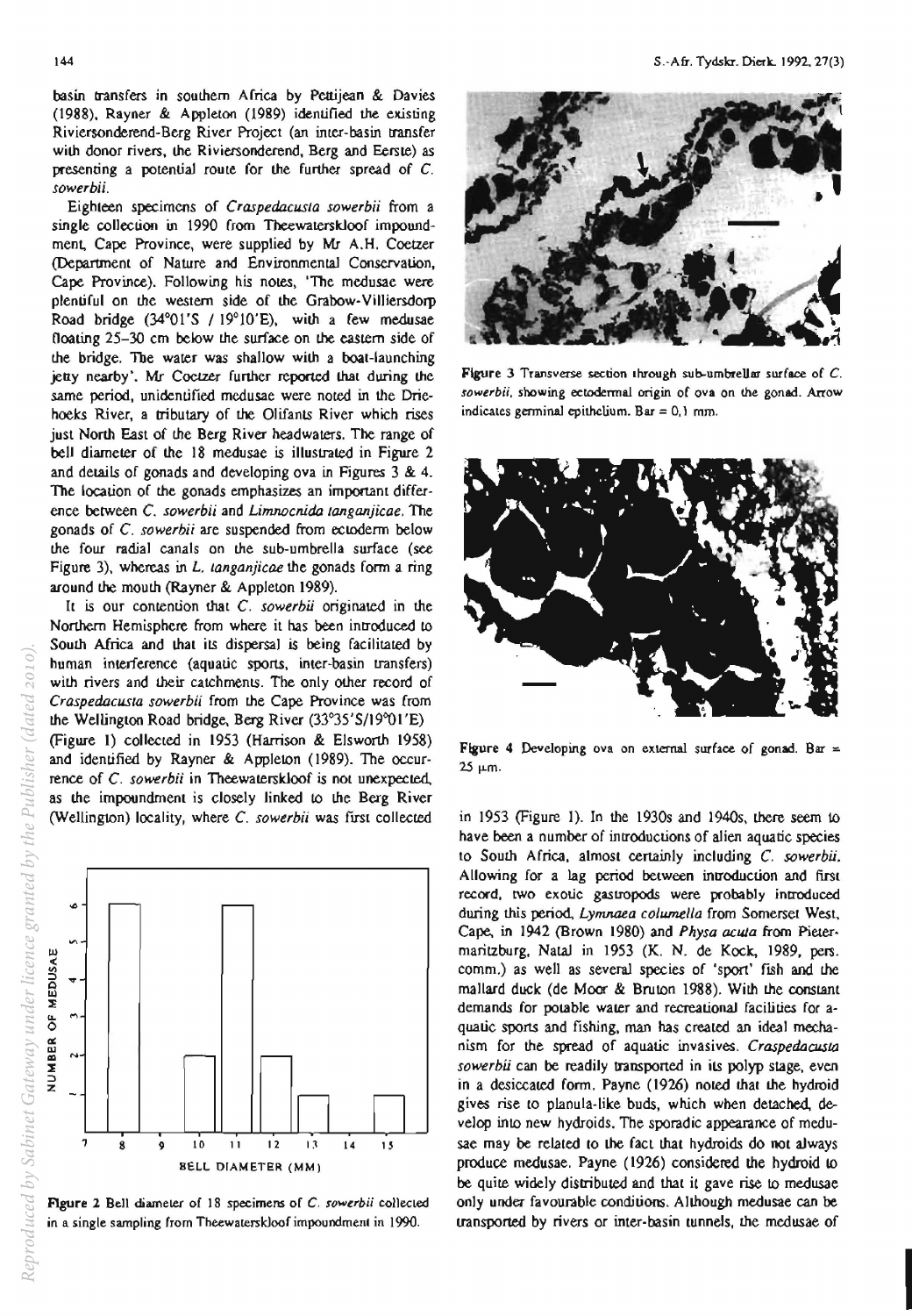basin transfers in southern Africa by Petitjean & Davies (1988), Rayner & Appleton (1989) identified the existing Riviersonderend-Berg River Project (an inter-basin transfer with donor rivers, the Riviersonderend, Berg and Eerste) as presenting a potential route for the further spread of *C. sowerbii*.

Eighteen specimens of *Craspedacusta sowerbii* from a single collection in 1990 from Theewaterskloof impoundment, Cape Province, were supplied by Mr A.H. Coetzer (Department of Nature and Environmental Conservation, Cape Province). Following his notes, 'The medusae were plentiful on the western side of the Grabow-Villiersdorp Road bridge (34°01'S / 19°10'E), with a few medusae floating 25–30 cm below the surface on the eastern side of the bridge. The water was shallow with a boat-launching jetty nearby'. Mr Coetzer further reported that during the same period, unidentified medusae were noted in the Driehoeks River, a tributary of the Olifants River which rises just North East of the Berg River headwaters. The range of bell diameter of the 18 medusae is illustrated in Figure 2 and details of gonads and developing ova in Figures 3 & 4. The location of the gonads emphasizes an important difference between *C. sowerbii* and *Limnocnida tanganjicae*. The gonads of *C. sowerbii* are suspended from ectoderm below the four radial canals on the sub-umbrella surface (see Figure 3), whereas in *L. tanganjicae* the gonads form a ring around the mouth (Rayner & Appleton 1989).

It is our contention that *C. sowerbii* originated in the Northern Hemisphere from where it has been introduced to South Africa and that its dispersal is being facilitated by human interference (aquatic sports, inter-basin transfers) with rivers and their catchments. The only other record of *Craspedacusta sowerbii* from the Cape Province was from the Wellington Road bridge, Berg River (33°35'S/19°01'E) (Figure 1) collected in 1953 (Harrison & Elsworth 1958) and identified by Rayner & Appleton (1989). The occurrence of *C. sowerbii* in Theewaterskloof is not unexpected, as the impoundment is closely linked to the Berg River (Wellington) locality, where *C. sowerbii* was first collected in 1953 (Figure 1). In the 1930s and 1940s, there seem to have been a number of introductions of alien aquatic species to South Africa, almost certainly including *C. sowerbii*. Allowing for a lag period between introduction and first record, two exotic gastropods were probably introduced during this period, *Lymnaea columella* from Somerset West, Cape, in 1942 (Brown 1980) and *Physa acuta* from Pietermaritzburg, Natal in 1953 (K. N. de Kock, 1989, pers. comm.) as well as several species of 'sport' fish and the mallard duck (de Moor & Bruton 1988). With the constant demands for potable water and recreational facilities for aquatic sports and fishing, man has created an ideal mechanism for the spread of aquatic invasives. *Craspedacusta sowerbii* can be readily transported in its polyp stage, even in a desiccated form. Payne (1926) noted that the hydroid gives rise to planula-like buds, which when detached, develop into new hydroids. The sporadic appearance of medusae may be related to the fact that hydroids do not always produce medusae. Payne (1926) considered the hydroid to be quite widely distributed and that it gave rise to medusae only under favourable conditions. Although medusae can be transported by rivers or inter-basin tunnels, the medusae of

**Figure 2** Bell diameter of 18 specimens of *C. sowerbii* collected in a single sampling from Theewaterskloof impoundment in 1990.

**Figure 3** Transverse section through sub-umbrellar surface of *C. sowerbii*, showing ectodermal origin of ova on the gonad. Arrow indicates germinal epithelium. Bar = 0,1 mm.

**Figure 4** Developing ova on external surface of gonad. Bar = 25 μm.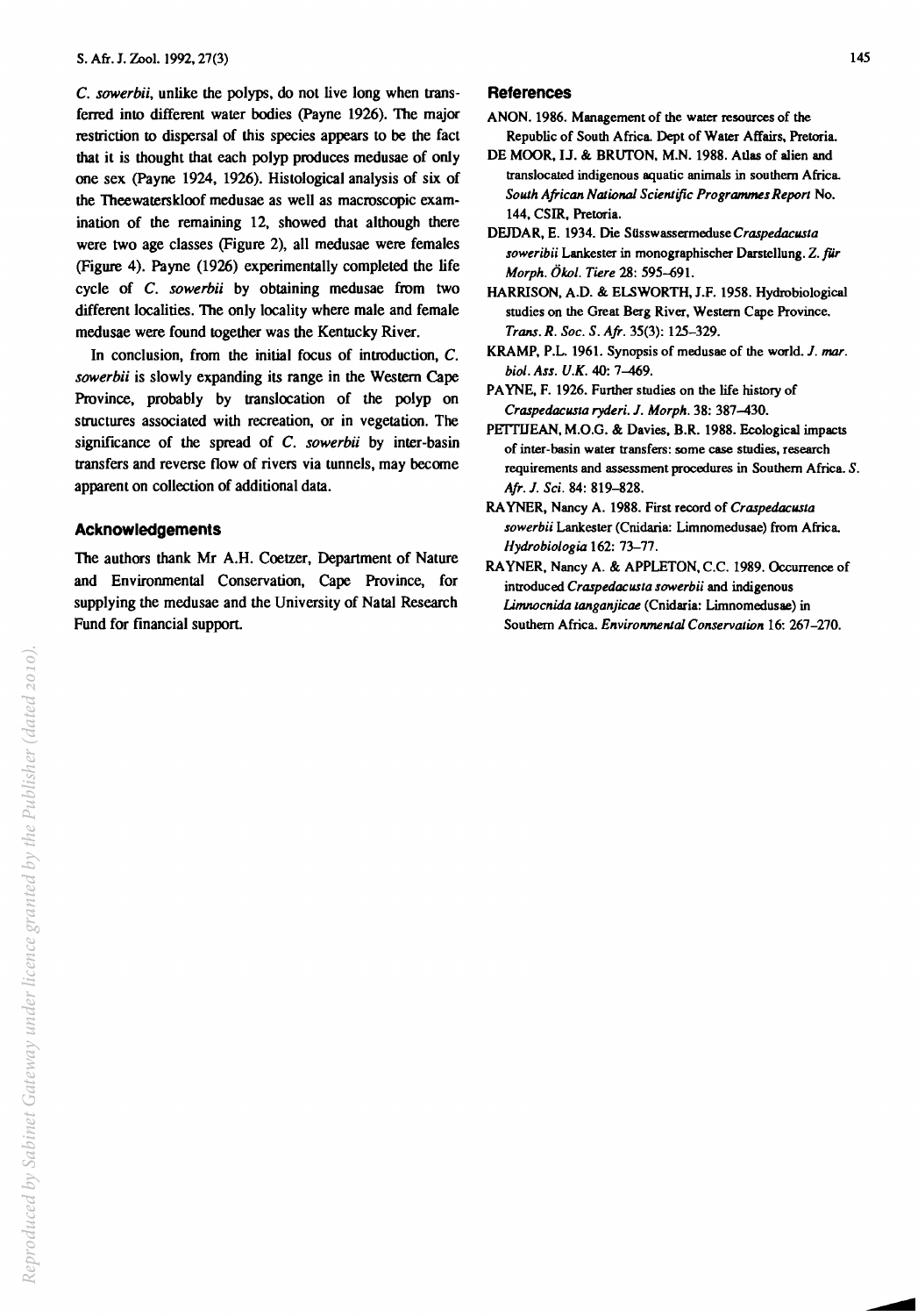*C. sowerbii*, unlike the polyps, do not live long when transferred into different water bodies (Payne 1926). The major restriction to dispersal of this species appears to be the fact that it is thought that each polyp produces medusae of only one sex (Payne 1924, 1926). Histological analysis of six of the Theewaterskloof medusae as well as macroscopic examination of the remaining 12, showed that although there were two age classes (Figure 2), all medusae were females (Figure 4). Payne (1926) experimentally completed the life cycle of *C. sowerbii* by obtaining medusae from two different localities. The only locality where male and female medusae were found together was the Kentucky River.

In conclusion, from the initial focus of introduction, *C. sowerbii* is slowly expanding its range in the Western Cape Province, probably by translocation of the polyp on structures associated with recreation, or in vegetation. The significance of the spread of *C. sowerbii* by inter-basin transfers and reverse flow of rivers via tunnels, may become apparent on collection of additional data.

## Acknowledgements

The authors thank Mr A.H. Coetzer, Department of Nature and Environmental Conservation, Cape Province, for supplying the medusae and the University of Natal Research Fund for financial support.

## References

ANON. 1986. Management of the water resources of the Republic of South Africa. Dept of Water Affairs, Pretoria.

DE MOOR, I.J. & BRUTON, M.N. 1988. Atlas of alien and translocated indigenous aquatic animals in southern Africa. *South African National Scientific Programmes Report* No. 144, CSIR, Pretoria.

DEJDAR, E. 1934. Die Süsswassermeduse *Craspedacusta soweribii* Lankester in monographischer Darstellung. *Z. für Morph. Ökol. Tiere* 28: 595–691.

HARRISON, A.D. & ELSWORTH, J.F. 1958. Hydrobiological studies on the Great Berg River, Western Cape Province. *Trans. R. Soc. S. Afr.* 35(3): 125–329.

KRAMP, P.L. 1961. Synopsis of medusae of the world. *J. mar. biol. Ass. U.K.* 40: 7–469.

PAYNE, F. 1926. Further studies on the life history of *Craspedacusta ryderi*. *J. Morph.* 38: 387–430.

PETTIJEAN, M.O.G. & Davies, B.R. 1988. Ecological impacts of inter-basin water transfers: some case studies, research requirements and assessment procedures in Southern Africa. *S. Afr. J. Sci.* 84: 819–828.

RAYNER, Nancy A. 1988. First record of *Craspedacusta sowerbii* Lankester (Cnidaria: Limnomedusae) from Africa. *Hydrobiologia* 162: 73–77.

RAYNER, Nancy A. & APPLETON, C.C. 1989. Occurrence of introduced *Craspedacusta sowerbii* and indigenous *Limnocnida tanganjicae* (Cnidaria: Limnomedusae) in Southern Africa. *Environmental Conservation* 16: 267–270.